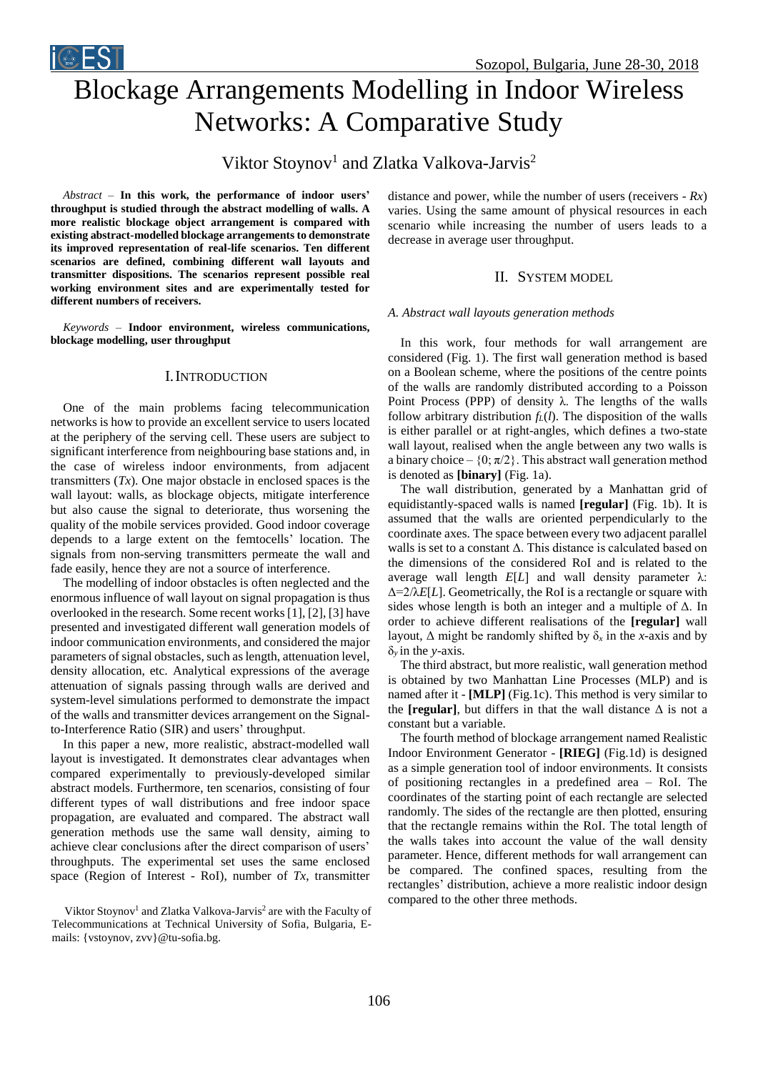# Blockage Arrangements Modelling in Indoor Wireless Networks: A Comparative Study

Viktor Stoynov[1] and Zlatka Valkova-Jarvis[2]

*Abstract* – **In this work, the performance of indoor users' throughput is studied through the abstract modelling of walls. A more realistic blockage object arrangement is compared with existing abstract-modelled blockage arrangements to demonstrate its improved representation of real-life scenarios. Ten different scenarios are defined, combining different wall layouts and transmitter dispositions. The scenarios represent possible real working environment sites and are experimentally tested for different numbers of receivers.**

*Keywords* – **Indoor environment, wireless communications, blockage modelling, user throughput**

## I. Introduction

One of the main problems facing telecommunication networks is how to provide an excellent service to users located at the periphery of the serving cell. These users are subject to significant interference from neighbouring base stations and, in the case of wireless indoor environments, from adjacent transmitters (*Tx*). One major obstacle in enclosed spaces is the wall layout: walls, as blockage objects, mitigate interference but also cause the signal to deteriorate, thus worsening the quality of the mobile services provided. Good indoor coverage depends to a large extent on the femtocells' location. The signals from non-serving transmitters permeate the wall and fade easily, hence they are not a source of interference.

The modelling of indoor obstacles is often neglected and the enormous influence of wall layout on signal propagation is thus overlooked in the research. Some recent works [1], [2], [3] have presented and investigated different wall generation models of indoor communication environments, and considered the major parameters of signal obstacles, such as length, attenuation level, density allocation, etc. Analytical expressions of the average attenuation of signals passing through walls are derived and system-level simulations performed to demonstrate the impact of the walls and transmitter devices arrangement on the Signal-to-Interference Ratio (SIR) and users' throughput.

In this paper a new, more realistic, abstract-modelled wall layout is investigated. It demonstrates clear advantages when compared experimentally to previously-developed similar abstract models. Furthermore, ten scenarios, consisting of four different types of wall distributions and free indoor space propagation, are evaluated and compared. The abstract wall generation methods use the same wall density, aiming to achieve clear conclusions after the direct comparison of users' throughputs. The experimental set uses the same enclosed space (Region of Interest - RoI), number of *Tx*, transmitter distance and power, while the number of users (receivers - *Rx*) varies. Using the same amount of physical resources in each scenario while increasing the number of users leads to a decrease in average user throughput.

## II. System Model

### *A. Abstract wall layouts generation methods*

In this work, four methods for wall arrangement are considered (Fig. 1). The first wall generation method is based on a Boolean scheme, where the positions of the centre points of the walls are randomly distributed according to a Poisson Point Process (PPP) of density $\lambda$. The lengths of the walls follow arbitrary distribution $f_L(l)$. The disposition of the walls is either parallel or at right-angles, which defines a two-state wall layout, realised when the angle between any two walls is a binary choice – $\{0; \pi/2\}$. This abstract wall generation method is denoted as **[binary]** (Fig. 1a).

The wall distribution, generated by a Manhattan grid of equidistantly-spaced walls is named **[regular]** (Fig. 1b). It is assumed that the walls are oriented perpendicularly to the coordinate axes. The space between every two adjacent parallel walls is set to a constant $\Delta$. This distance is calculated based on the dimensions of the considered RoI and is related to the average wall length $E[L]$ and wall density parameter $\lambda$: $\Delta=2/\lambda E[L]$. Geometrically, the RoI is a rectangle or square with sides whose length is both an integer and a multiple of $\Delta$. In order to achieve different realisations of the **[regular]** wall layout, $\Delta$ might be randomly shifted by $\delta_x$ in the *x*-axis and by $\delta_y$ in the *y*-axis.

The third abstract, but more realistic, wall generation method is obtained by two Manhattan Line Processes (MLP) and is named after it - **[MLP]** (Fig.1c). This method is very similar to the **[regular]**, but differs in that the wall distance $\Delta$ is not a constant but a variable.

The fourth method of blockage arrangement named Realistic Indoor Environment Generator - **[RIEG]** (Fig.1d) is designed as a simple generation tool of indoor environments. It consists of positioning rectangles in a predefined area – RoI. The coordinates of the starting point of each rectangle are selected randomly. The sides of the rectangle are then plotted, ensuring that the rectangle remains within the RoI. The total length of the walls takes into account the value of the wall density parameter. Hence, different methods for wall arrangement can be compared. The confined spaces, resulting from the rectangles' distribution, achieve a more realistic indoor design compared to the other three methods.

Viktor Stoynov[1] and Zlatka Valkova-Jarvis[2] are with the Faculty of Telecommunications at Technical University of Sofia, Bulgaria, E-mails: {vstoynov, zvv}@tu-sofia.bg.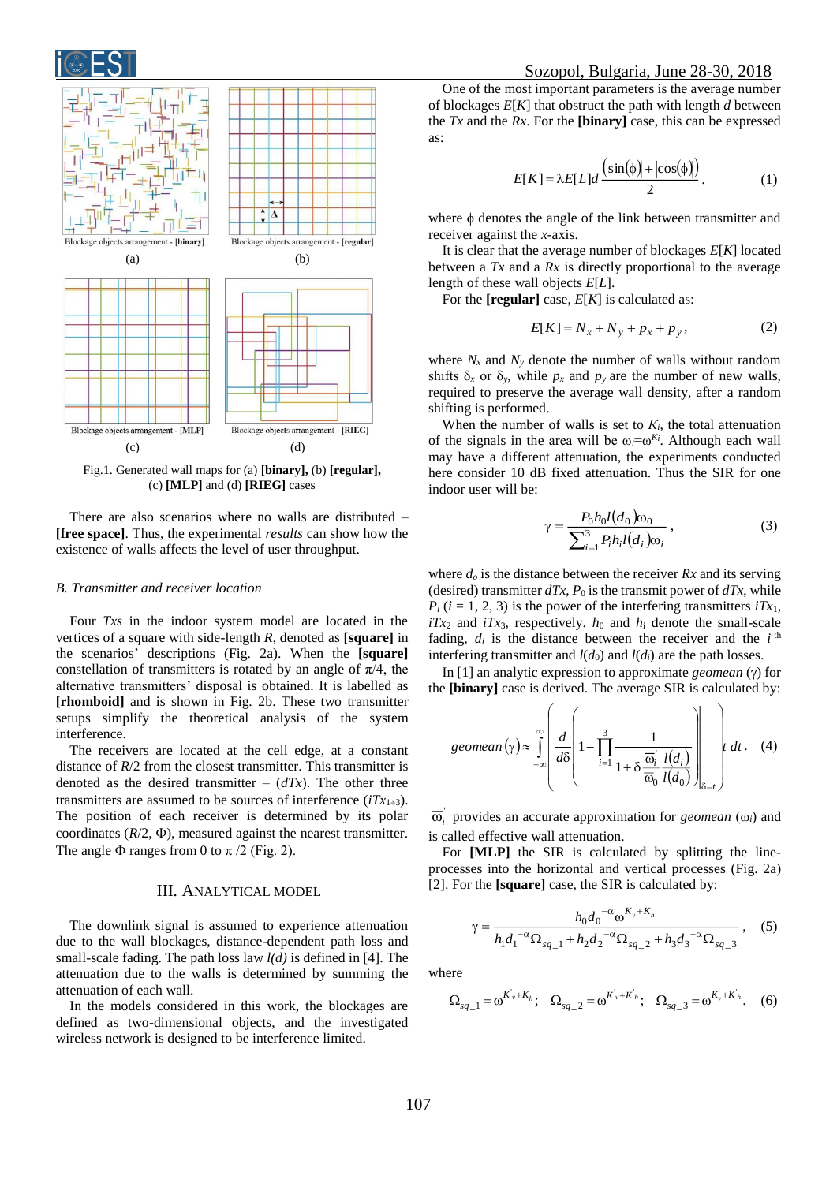Blockage objects arrangement - [binary]

(a)

Blockage objects arrangement - [regular]

(b)

Blockage objects arrangement - [MLP]

(c)

Blockage objects arrangement - [RIEG]

(d)

Fig.1. Generated wall maps for (a) **[binary],** (b) **[regular],** (c) **[MLP]** and (d) **[RIEG]** cases

There are also scenarios where no walls are distributed – **[free space]**. Thus, the experimental *results* can show how the existence of walls affects the level of user throughput.

### *B. Transmitter and receiver location*

Four *Txs* in the indoor system model are located in the vertices of a square with side-length *R*, denoted as **[square]** in the scenarios' descriptions (Fig. 2a). When the **[square]** constellation of transmitters is rotated by an angle of $\pi/4$, the alternative transmitters' disposal is obtained. It is labelled as **[rhomboid]** and is shown in Fig. 2b. These two transmitter setups simplify the theoretical analysis of the system interference.

The receivers are located at the cell edge, at a constant distance of $R/2$ from the closest transmitter. This transmitter is denoted as the desired transmitter – ($dTx$). The other three transmitters are assumed to be sources of interference ($iTx_{1\div3}$). The position of each receiver is determined by its polar coordinates ($R/2$, $\Phi$), measured against the nearest transmitter. The angle $\Phi$ ranges from 0 to $\pi/2$ (Fig. 2).

## III. Analytical Model

The downlink signal is assumed to experience attenuation due to the wall blockages, distance-dependent path loss and small-scale fading. The path loss law *l(d)* is defined in [4]. The attenuation due to the walls is determined by summing the attenuation of each wall.

In the models considered in this work, the blockages are defined as two-dimensional objects, and the investigated wireless network is designed to be interference limited.

One of the most important parameters is the average number of blockages $E[K]$ that obstruct the path with length $d$ between the *Tx* and the *Rx*. For the **[binary]** case, this can be expressed as:

$$E[K] = \lambda E[L] d \frac{\left(|\sin(\phi)| + |\cos(\phi)|\right)}{2}. \quad (1)$$

where $\phi$ denotes the angle of the link between transmitter and receiver against the *x*-axis.

It is clear that the average number of blockages $E[K]$ located between a *Tx* and a *Rx* is directly proportional to the average length of these wall objects $E[L]$.

For the **[regular]** case, $E[K]$ is calculated as:

$$E[K] = N_x + N_y + p_x + p_y, \quad (2)$$

where $N_x$ and $N_y$ denote the number of walls without random shifts $\delta_x$ or $\delta_y$, while $p_x$ and $p_y$ are the number of new walls, required to preserve the average wall density, after a random shifting is performed.

When the number of walls is set to $K_i$, the total attenuation of the signals in the area will be $\omega_i = \omega^{K_i}$. Although each wall may have a different attenuation, the experiments conducted here consider 10 dB fixed attenuation. Thus the SIR for one indoor user will be:

$$\gamma = \frac{P_0 h_0 l(d_0) \omega_0}{\sum_{i=1}^{3} P_i h_i l(d_i) \omega_i}, \quad (3)$$

where $d_o$ is the distance between the receiver *Rx* and its serving (desired) transmitter $dTx$, $P_0$ is the transmit power of $dTx$, while $P_i$ ($i$ = 1, 2, 3) is the power of the interfering transmitters $iTx_1$, $iTx_2$ and $iTx_3$, respectively. $h_0$ and $h_i$ denote the small-scale fading, $d_i$ is the distance between the receiver and the $i$-th interfering transmitter and $l(d_0)$ and $l(d_i)$ are the path losses.

In [1] an analytic expression to approximate *geomean* ($\gamma$) for the **[binary]** case is derived. The average SIR is calculated by:

$$geomean(\gamma) \approx \int_{-\infty}^{\infty} \left. \frac{d}{d\delta}\left(1 - \prod_{i=1}^{3} \frac{1}{1 + \delta \frac{\overline{\omega}_i^{'}}{\overline{\omega}_0} \frac{l(d_i)}{l(d_0)}}\right) \right|_{\delta = t} t \, dt. \quad (4)$$

$\overline{\omega}_i^{'}$ provides an accurate approximation for *geomean* ($\omega_i$) and is called effective wall attenuation.

For **[MLP]** the SIR is calculated by splitting the line-processes into the horizontal and vertical processes (Fig. 2a) [2]. For the **[square]** case, the SIR is calculated by:

$$\gamma = \frac{h_0 d_0^{-\alpha} \omega^{K_v + K_h}}{h_1 d_1^{-\alpha} \Omega_{sq\_1} + h_2 d_2^{-\alpha} \Omega_{sq\_2} + h_3 d_3^{-\alpha} \Omega_{sq\_3}}, \quad (5)$$

where

$$\Omega_{sq\_1} = \omega^{K_v^{'} + K_h}; \quad \Omega_{sq\_2} = \omega^{K_v^{'} + K_h^{'}}; \quad \Omega_{sq\_3} = \omega^{K_v + K_h^{'}}. \quad (6)$$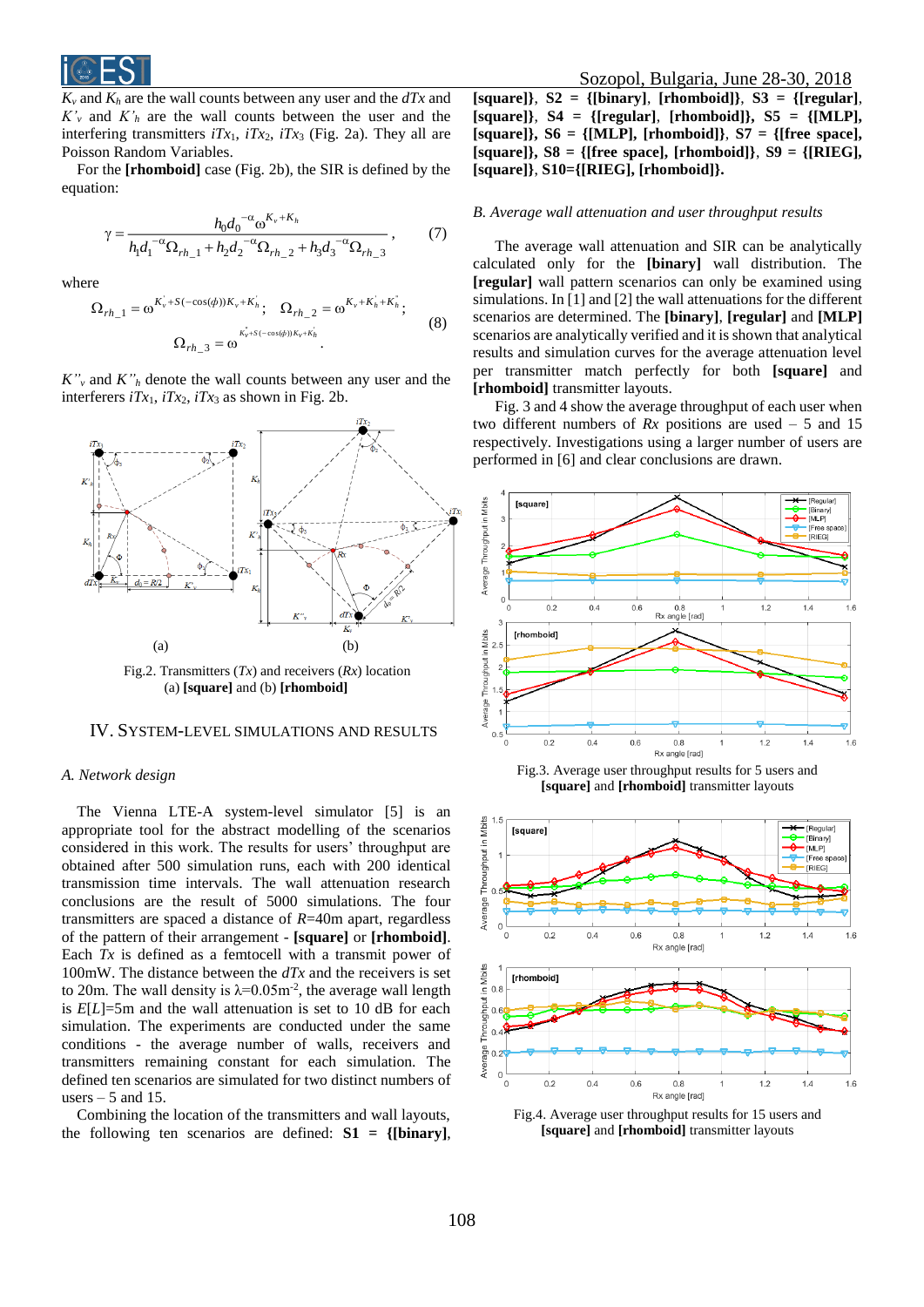$K_v$ and $K_h$ are the wall counts between any user and the $dTx$ and $K'_v$ and $K'_h$ are the wall counts between the user and the interfering transmitters $iTx_1$, $iTx_2$, $iTx_3$ (Fig. 2a). They all are Poisson Random Variables.

For the **[rhomboid]** case (Fig. 2b), the SIR is defined by the equation:

$$\gamma = \frac{h_0 d_0^{-\alpha} \omega^{K_v + K_h}}{h_1 d_1^{-\alpha} \Omega_{rh\_1} + h_2 d_2^{-\alpha} \Omega_{rh\_2} + h_3 d_3^{-\alpha} \Omega_{rh\_3}}, \qquad (7)$$

where

$$\Omega_{rh\_1} = \omega^{K'_v + S(-\cos(\phi))K_v + K'_h}; \quad \Omega_{rh\_2} = \omega^{K_v + K'_h + K''_h}; \qquad (8)$$
$$\Omega_{rh\_3} = \omega^{K''_v + S(-\cos(\phi))K_v + K'_h}.$$

$K''_v$ and $K''_h$ denote the wall counts between any user and the interferers $iTx_1$, $iTx_2$, $iTx_3$ as shown in Fig. 2b.

Fig.2. Transmitters (*Tx*) and receivers (*Rx*) location (a) **[square]** and (b) **[rhomboid]**

## IV. System-Level Simulations and Results

### A. Network design

The Vienna LTE-A system-level simulator [5] is an appropriate tool for the abstract modelling of the scenarios considered in this work. The results for users' throughput are obtained after 500 simulation runs, each with 200 identical transmission time intervals. The wall attenuation research conclusions are the result of 5000 simulations. The four transmitters are spaced a distance of $R$=40m apart, regardless of the pattern of their arrangement - **[square]** or **[rhomboid]**. Each $Tx$ is defined as a femtocell with a transmit power of 100mW. The distance between the $dTx$ and the receivers is set to 20m. The wall density is $\lambda$=0.05m$^{-2}$, the average wall length is $E[L]$=5m and the wall attenuation is set to 10 dB for each simulation. The experiments are conducted under the same conditions - the average number of walls, receivers and transmitters remaining constant for each simulation. The defined ten scenarios are simulated for two distinct numbers of users – 5 and 15.

Combining the location of the transmitters and wall layouts, the following ten scenarios are defined: **S1 = {[binary], [square]}**, **S2 = {[binary], [rhomboid]}**, **S3 = {[regular], [square]}**, **S4 = {[regular], [rhomboid]}**, **S5 = {[MLP], [square]}**, **S6 = {[MLP], [rhomboid]}**, **S7 = {[free space], [square]}**, **S8 = {[free space], [rhomboid]}**, **S9 = {[RIEG], [square]}**, **S10={[RIEG], [rhomboid]}.**

### B. Average wall attenuation and user throughput results

The average wall attenuation and SIR can be analytically calculated only for the **[binary]** wall distribution. The **[regular]** wall pattern scenarios can only be examined using simulations. In [1] and [2] the wall attenuations for the different scenarios are determined. The **[binary]**, **[regular]** and **[MLP]** scenarios are analytically verified and it is shown that analytical results and simulation curves for the average attenuation level per transmitter match perfectly for both **[square]** and **[rhomboid]** transmitter layouts.

Fig. 3 and 4 show the average throughput of each user when two different numbers of $Rx$ positions are used – 5 and 15 respectively. Investigations using a larger number of users are performed in [6] and clear conclusions are drawn.

Fig.3. Average user throughput results for 5 users and **[square]** and **[rhomboid]** transmitter layouts

Fig.4. Average user throughput results for 15 users and **[square]** and **[rhomboid]** transmitter layouts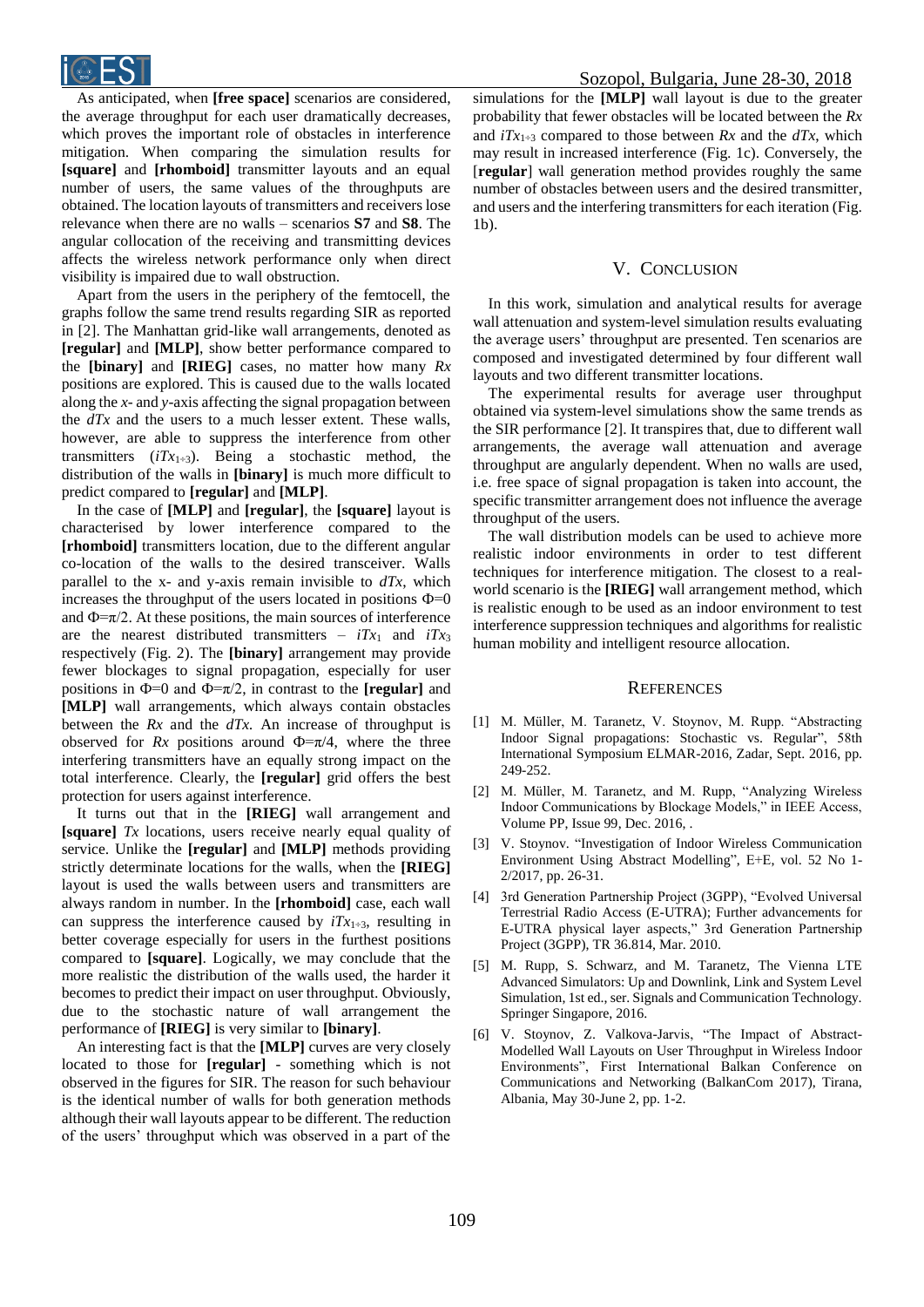As anticipated, when **[free space]** scenarios are considered, the average throughput for each user dramatically decreases, which proves the important role of obstacles in interference mitigation. When comparing the simulation results for **[square]** and **[rhomboid]** transmitter layouts and an equal number of users, the same values of the throughputs are obtained. The location layouts of transmitters and receivers lose relevance when there are no walls – scenarios **S7** and **S8**. The angular collocation of the receiving and transmitting devices affects the wireless network performance only when direct visibility is impaired due to wall obstruction.

Apart from the users in the periphery of the femtocell, the graphs follow the same trend results regarding SIR as reported in [2]. The Manhattan grid-like wall arrangements, denoted as **[regular]** and **[MLP]**, show better performance compared to the **[binary]** and **[RIEG]** cases, no matter how many *Rx* positions are explored. This is caused due to the walls located along the *x*- and *y*-axis affecting the signal propagation between the *dTx* and the users to a much lesser extent. These walls, however, are able to suppress the interference from other transmitters ($iTx_{1\div3}$). Being a stochastic method, the distribution of the walls in **[binary]** is much more difficult to predict compared to **[regular]** and **[MLP]**.

In the case of **[MLP]** and **[regular]**, the **[square]** layout is characterised by lower interference compared to the **[rhomboid]** transmitters location, due to the different angular co-location of the walls to the desired transceiver. Walls parallel to the x- and y-axis remain invisible to *dTx*, which increases the throughput of the users located in positions $\Phi=0$ and $\Phi=\pi/2$. At these positions, the main sources of interference are the nearest distributed transmitters – $iTx_1$ and $iTx_3$ respectively (Fig. 2). The **[binary]** arrangement may provide fewer blockages to signal propagation, especially for user positions in $\Phi=0$ and $\Phi=\pi/2$, in contrast to the **[regular]** and **[MLP]** wall arrangements, which always contain obstacles between the *Rx* and the *dTx.* An increase of throughput is observed for *Rx* positions around $\Phi=\pi/4$, where the three interfering transmitters have an equally strong impact on the total interference. Clearly, the **[regular]** grid offers the best protection for users against interference.

It turns out that in the **[RIEG]** wall arrangement and **[square]** *Tx* locations, users receive nearly equal quality of service. Unlike the **[regular]** and **[MLP]** methods providing strictly determinate locations for the walls, when the **[RIEG]** layout is used the walls between users and transmitters are always random in number. In the **[rhomboid]** case, each wall can suppress the interference caused by $iTx_{1\div3}$, resulting in better coverage especially for users in the furthest positions compared to **[square]**. Logically, we may conclude that the more realistic the distribution of the walls used, the harder it becomes to predict their impact on user throughput. Obviously, due to the stochastic nature of wall arrangement the performance of **[RIEG]** is very similar to **[binary]**.

An interesting fact is that the **[MLP]** curves are very closely located to those for **[regular]** - something which is not observed in the figures for SIR. The reason for such behaviour is the identical number of walls for both generation methods although their wall layouts appear to be different. The reduction of the users' throughput which was observed in a part of the simulations for the **[MLP]** wall layout is due to the greater probability that fewer obstacles will be located between the *Rx* and $iTx_{1\div3}$ compared to those between *Rx* and the *dTx*, which may result in increased interference (Fig. 1c). Conversely, the [**regular**] wall generation method provides roughly the same number of obstacles between users and the desired transmitter, and users and the interfering transmitters for each iteration (Fig. 1b).

## V. Conclusion

In this work, simulation and analytical results for average wall attenuation and system-level simulation results evaluating the average users' throughput are presented. Ten scenarios are composed and investigated determined by four different wall layouts and two different transmitter locations.

The experimental results for average user throughput obtained via system-level simulations show the same trends as the SIR performance [2]. It transpires that, due to different wall arrangements, the average wall attenuation and average throughput are angularly dependent. When no walls are used, i.e. free space of signal propagation is taken into account, the specific transmitter arrangement does not influence the average throughput of the users.

The wall distribution models can be used to achieve more realistic indoor environments in order to test different techniques for interference mitigation. The closest to a real-world scenario is the **[RIEG]** wall arrangement method, which is realistic enough to be used as an indoor environment to test interference suppression techniques and algorithms for realistic human mobility and intelligent resource allocation.

## References

[1] M. Müller, M. Taranetz, V. Stoynov, M. Rupp. "Abstracting Indoor Signal propagations: Stochastic vs. Regular", 58th International Symposium ELMAR-2016, Zadar, Sept. 2016, pp. 249-252.

[2] M. Müller, M. Taranetz, and M. Rupp, "Analyzing Wireless Indoor Communications by Blockage Models," in IEEE Access, Volume PP, Issue 99, Dec. 2016, .

[3] V. Stoynov. "Investigation of Indoor Wireless Communication Environment Using Abstract Modelling", E+E, vol. 52 No 1-2/2017, pp. 26-31.

[4] 3rd Generation Partnership Project (3GPP), "Evolved Universal Terrestrial Radio Access (E-UTRA); Further advancements for E-UTRA physical layer aspects," 3rd Generation Partnership Project (3GPP), TR 36.814, Mar. 2010.

[5] M. Rupp, S. Schwarz, and M. Taranetz, The Vienna LTE Advanced Simulators: Up and Downlink, Link and System Level Simulation, 1st ed., ser. Signals and Communication Technology. Springer Singapore, 2016.

[6] V. Stoynov, Z. Valkova-Jarvis, "The Impact of Abstract-Modelled Wall Layouts on User Throughput in Wireless Indoor Environments", First International Balkan Conference on Communications and Networking (BalkanCom 2017), Tirana, Albania, May 30-June 2, pp. 1-2.